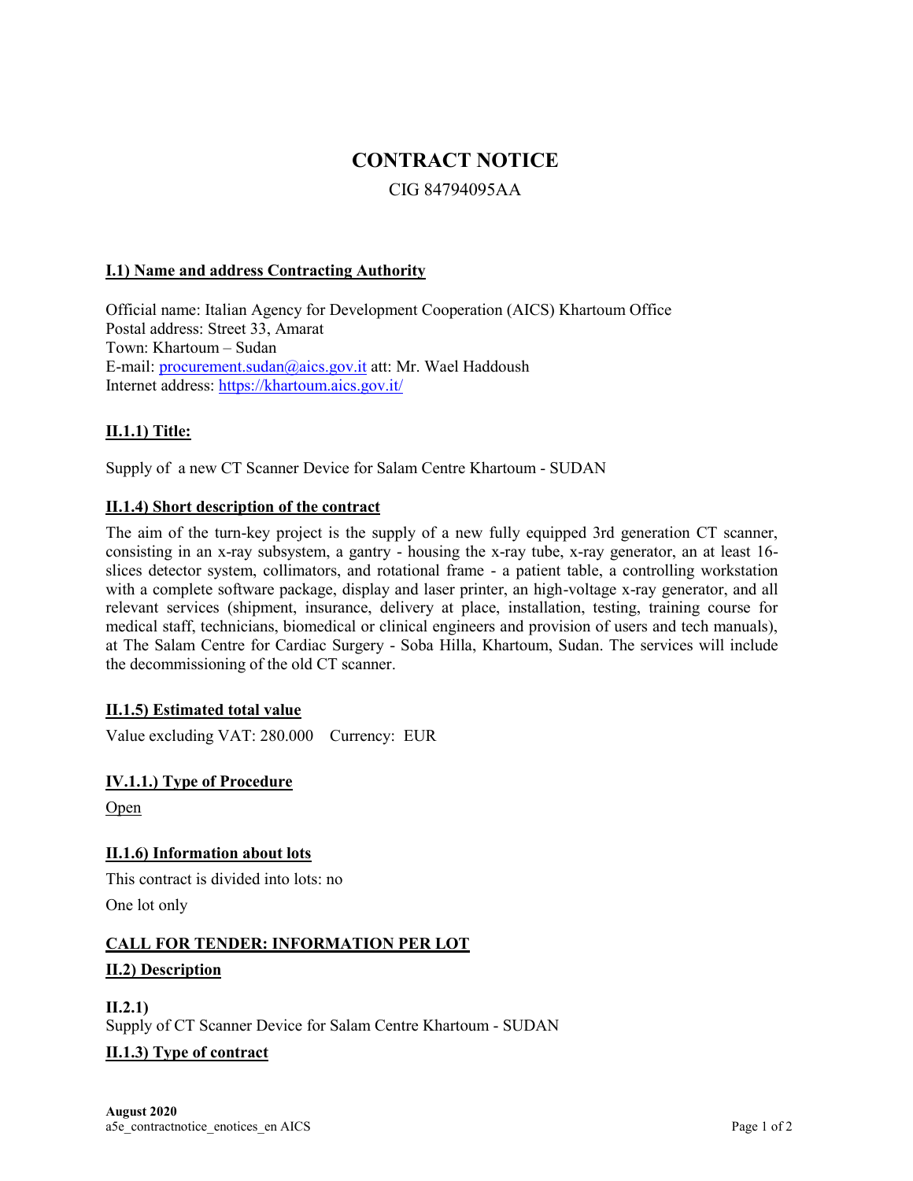# CONTRACT NOTICE

CIG 84794095AA

**I.1) Name and address Contracting Authority**

Official name: Italian Agency for Development Cooperation (AICS) Khartoum Office
Postal address: Street 33, Amarat
Town: Khartoum – Sudan
E-mail: procurement.sudan@aics.gov.it att: Mr. Wael Haddoush
Internet address: https://khartoum.aics.gov.it/

**II.1.1) Title:**

Supply of a new CT Scanner Device for Salam Centre Khartoum - SUDAN

**II.1.4) Short description of the contract**

The aim of the turn-key project is the supply of a new fully equipped 3rd generation CT scanner, consisting in an x-ray subsystem, a gantry - housing the x-ray tube, x-ray generator, an at least 16-slices detector system, collimators, and rotational frame - a patient table, a controlling workstation with a complete software package, display and laser printer, an high-voltage x-ray generator, and all relevant services (shipment, insurance, delivery at place, installation, testing, training course for medical staff, technicians, biomedical or clinical engineers and provision of users and tech manuals), at The Salam Centre for Cardiac Surgery - Soba Hilla, Khartoum, Sudan. The services will include the decommissioning of the old CT scanner.

**II.1.5) Estimated total value**

Value excluding VAT: 280.000 Currency: EUR

**IV.1.1.) Type of Procedure**

Open

**II.1.6) Information about lots**

This contract is divided into lots: no

One lot only

**CALL FOR TENDER: INFORMATION PER LOT**

**II.2) Description**

**II.2.1)**
Supply of CT Scanner Device for Salam Centre Khartoum - SUDAN

**II.1.3) Type of contract**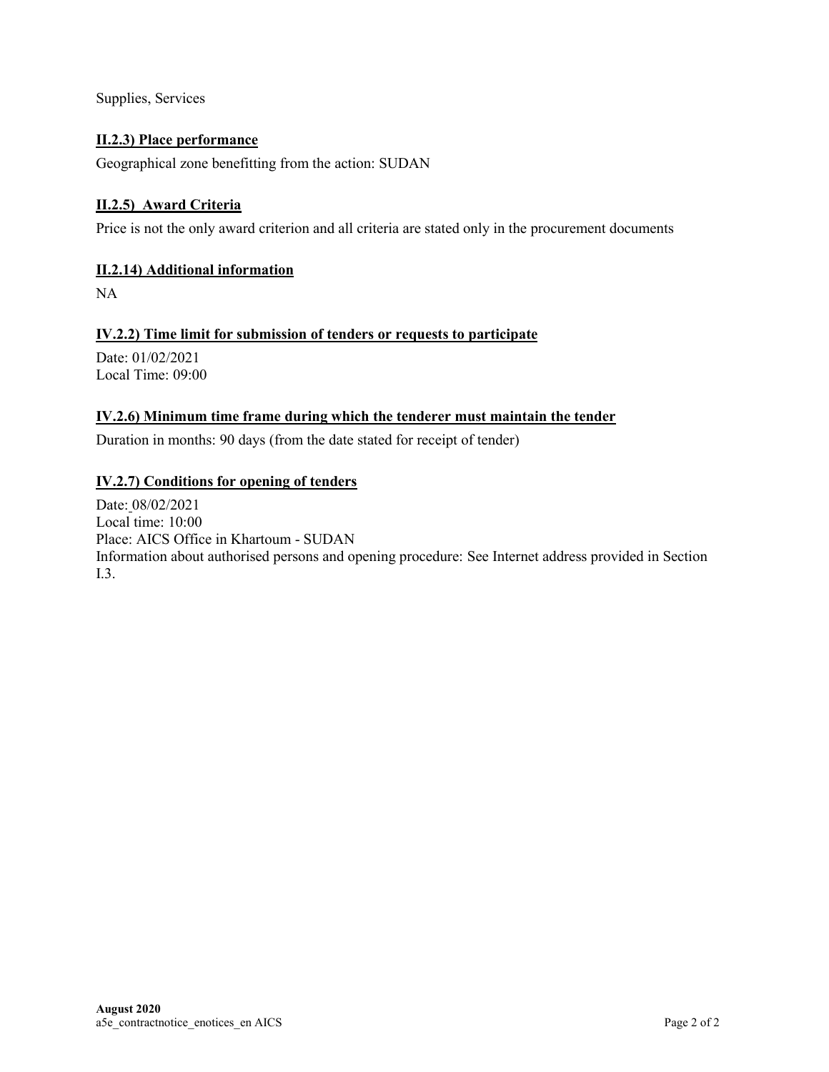Supplies, Services

**II.2.3) Place performance**

Geographical zone benefitting from the action: SUDAN

**II.2.5) Award Criteria**

Price is not the only award criterion and all criteria are stated only in the procurement documents

**II.2.14) Additional information**

NA

**IV.2.2) Time limit for submission of tenders or requests to participate**

Date: 01/02/2021
Local Time: 09:00

**IV.2.6) Minimum time frame during which the tenderer must maintain the tender**

Duration in months: 90 days (from the date stated for receipt of tender)

**IV.2.7) Conditions for opening of tenders**

Date: 08/02/2021
Local time: 10:00
Place: AICS Office in Khartoum - SUDAN
Information about authorised persons and opening procedure: See Internet address provided in Section I.3.